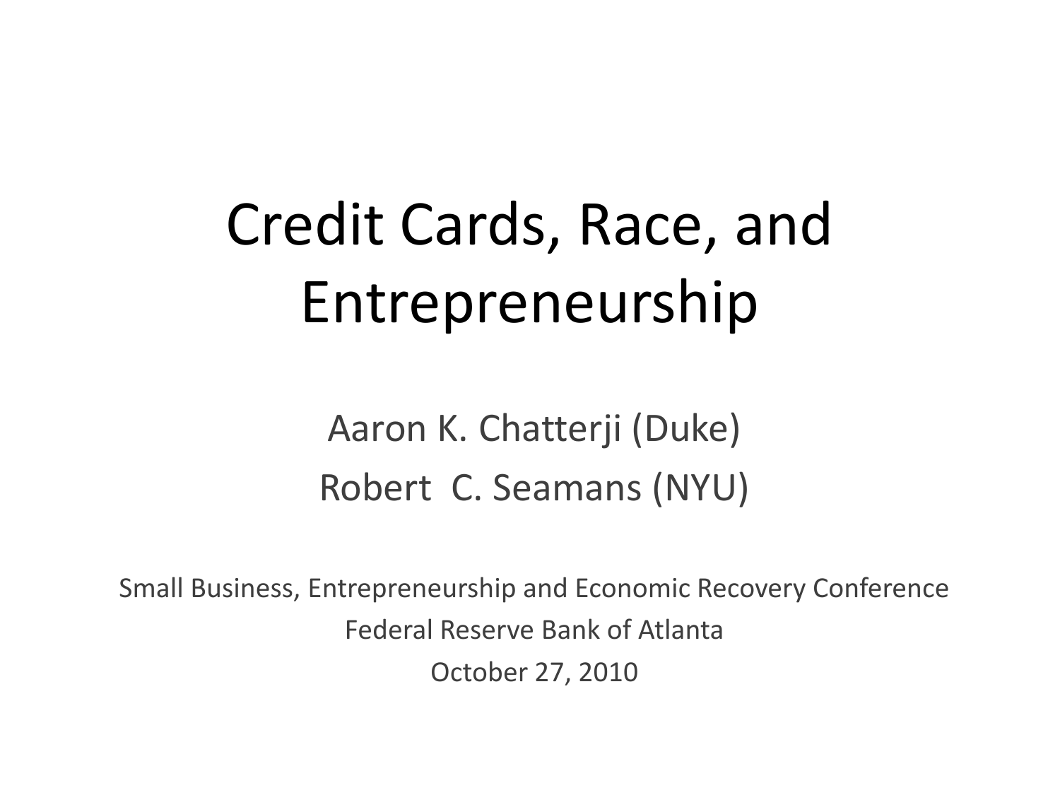# Credit Cards, Race, and Entrepreneurship

Aaron K. Chatterji (Duke)

Robert C. Seamans (NYU)

Small Business, Entrepreneurship and Economic Recovery Conference

Federal Reserve Bank of Atlanta

October 27, 2010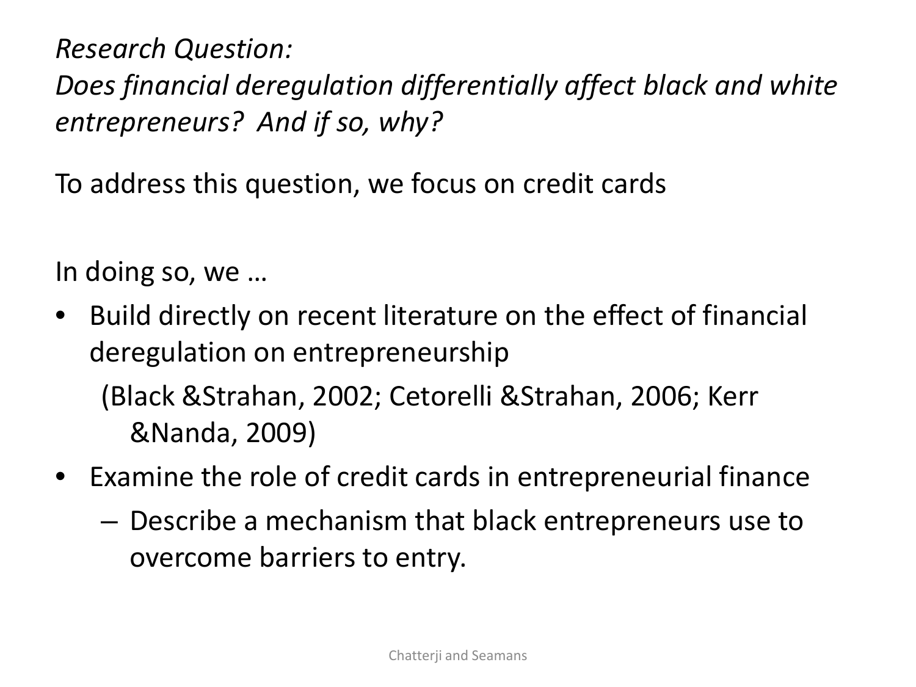*Research Question:*
*Does financial deregulation differentially affect black and white entrepreneurs? And if so, why?*

To address this question, we focus on credit cards

In doing so, we …

- Build directly on recent literature on the effect of financial deregulation on entrepreneurship

  (Black &Strahan, 2002; Cetorelli &Strahan, 2006; Kerr &Nanda, 2009)

- Examine the role of credit cards in entrepreneurial finance
  - Describe a mechanism that black entrepreneurs use to overcome barriers to entry.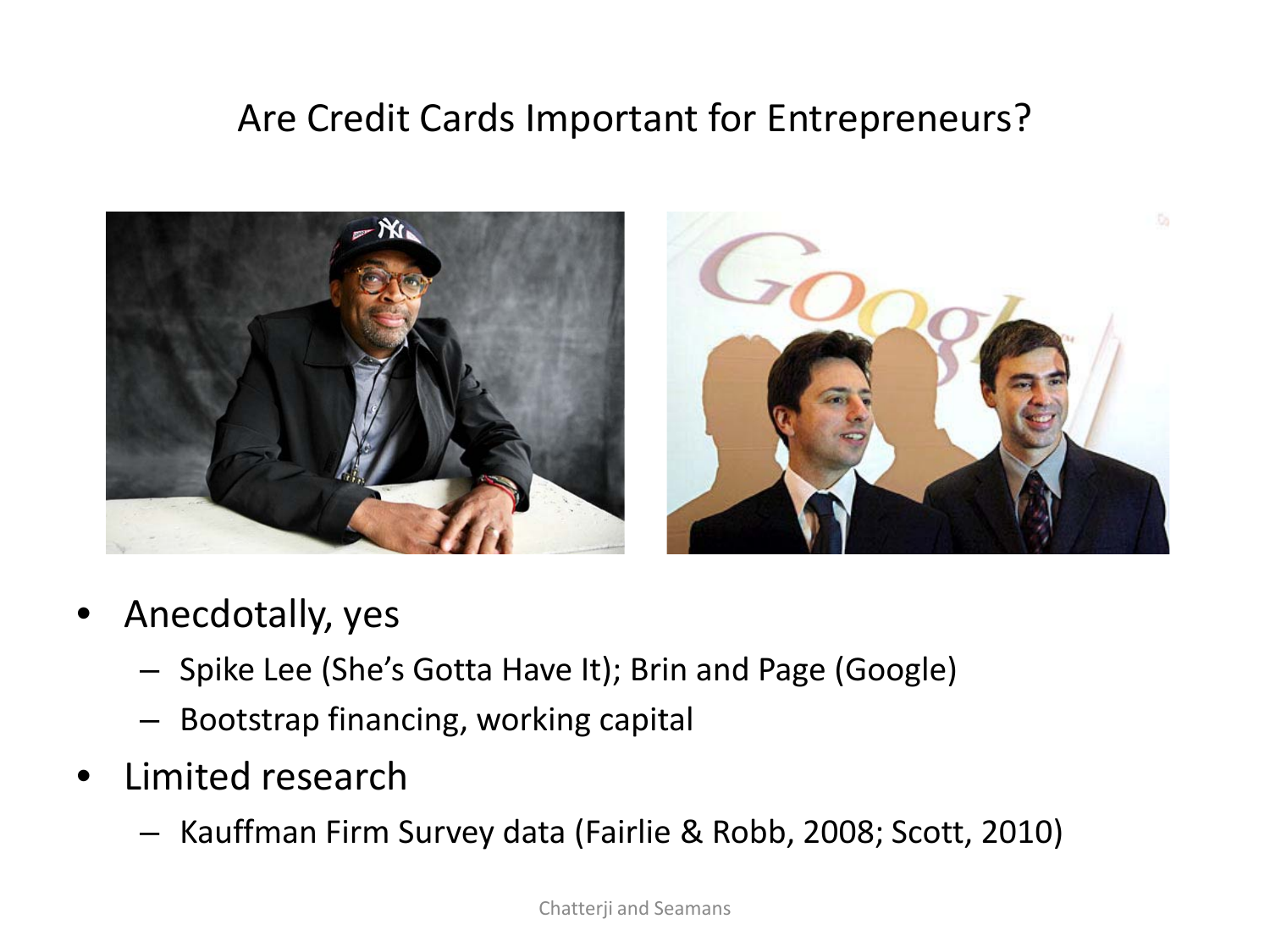# Are Credit Cards Important for Entrepreneurs?

- Anecdotally, yes
  - Spike Lee (She's Gotta Have It); Brin and Page (Google)
  - Bootstrap financing, working capital
- Limited research
  - Kauffman Firm Survey data (Fairlie & Robb, 2008; Scott, 2010)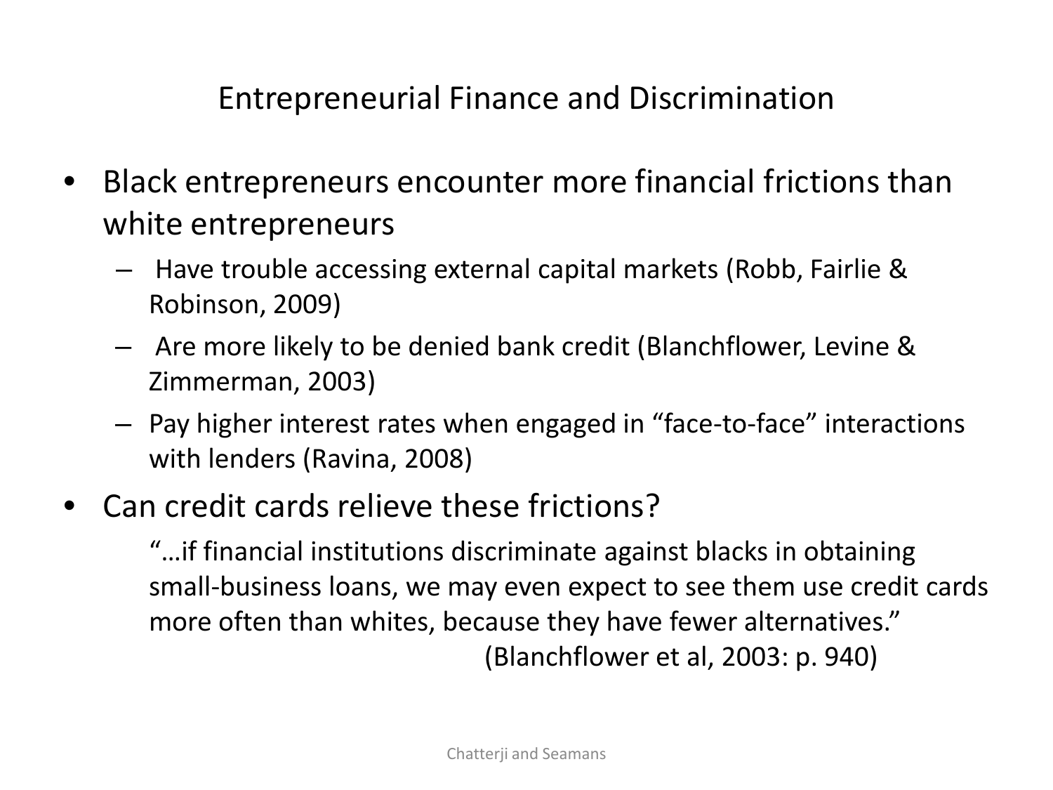# Entrepreneurial Finance and Discrimination

- Black entrepreneurs encounter more financial frictions than white entrepreneurs
  - Have trouble accessing external capital markets (Robb, Fairlie & Robinson, 2009)
  - Are more likely to be denied bank credit (Blanchflower, Levine & Zimmerman, 2003)
  - Pay higher interest rates when engaged in "face-to-face" interactions with lenders (Ravina, 2008)
- Can credit cards relieve these frictions?

  "…if financial institutions discriminate against blacks in obtaining small-business loans, we may even expect to see them use credit cards more often than whites, because they have fewer alternatives."
  
  (Blanchflower et al, 2003: p. 940)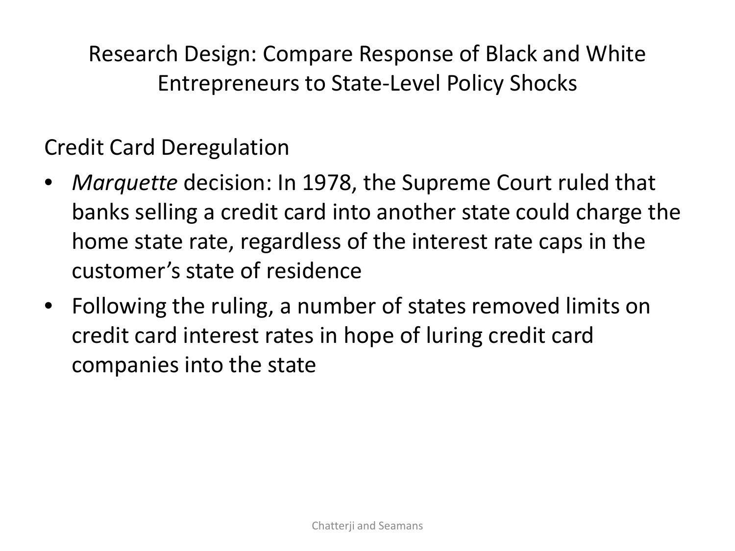# Research Design: Compare Response of Black and White Entrepreneurs to State-Level Policy Shocks

## Credit Card Deregulation

- *Marquette* decision: In 1978, the Supreme Court ruled that banks selling a credit card into another state could charge the home state rate, regardless of the interest rate caps in the customer's state of residence
- Following the ruling, a number of states removed limits on credit card interest rates in hope of luring credit card companies into the state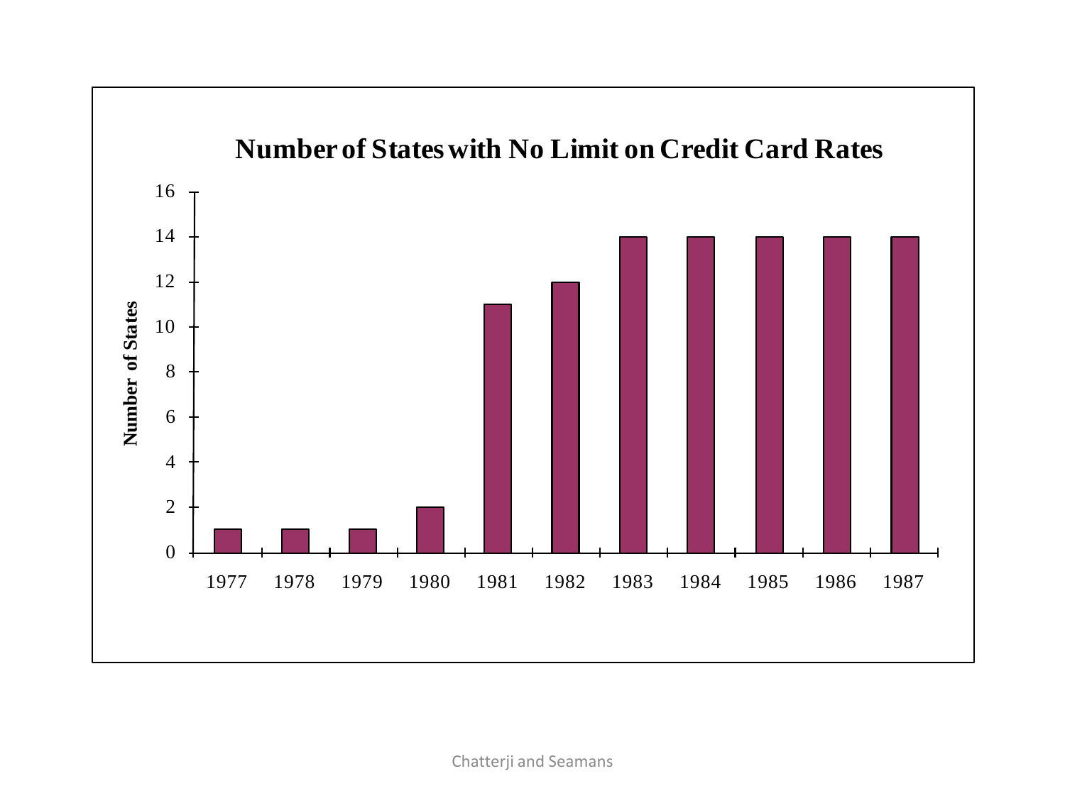## Number of States with No Limit on Credit Card Rates

| Year | Number of States |
|---|---|
| 1977 | 1 |
| 1978 | 1 |
| 1979 | 1 |
| 1980 | 2 |
| 1981 | 11 |
| 1982 | 12 |
| 1983 | 14 |
| 1984 | 14 |
| 1985 | 14 |
| 1986 | 14 |
| 1987 | 14 |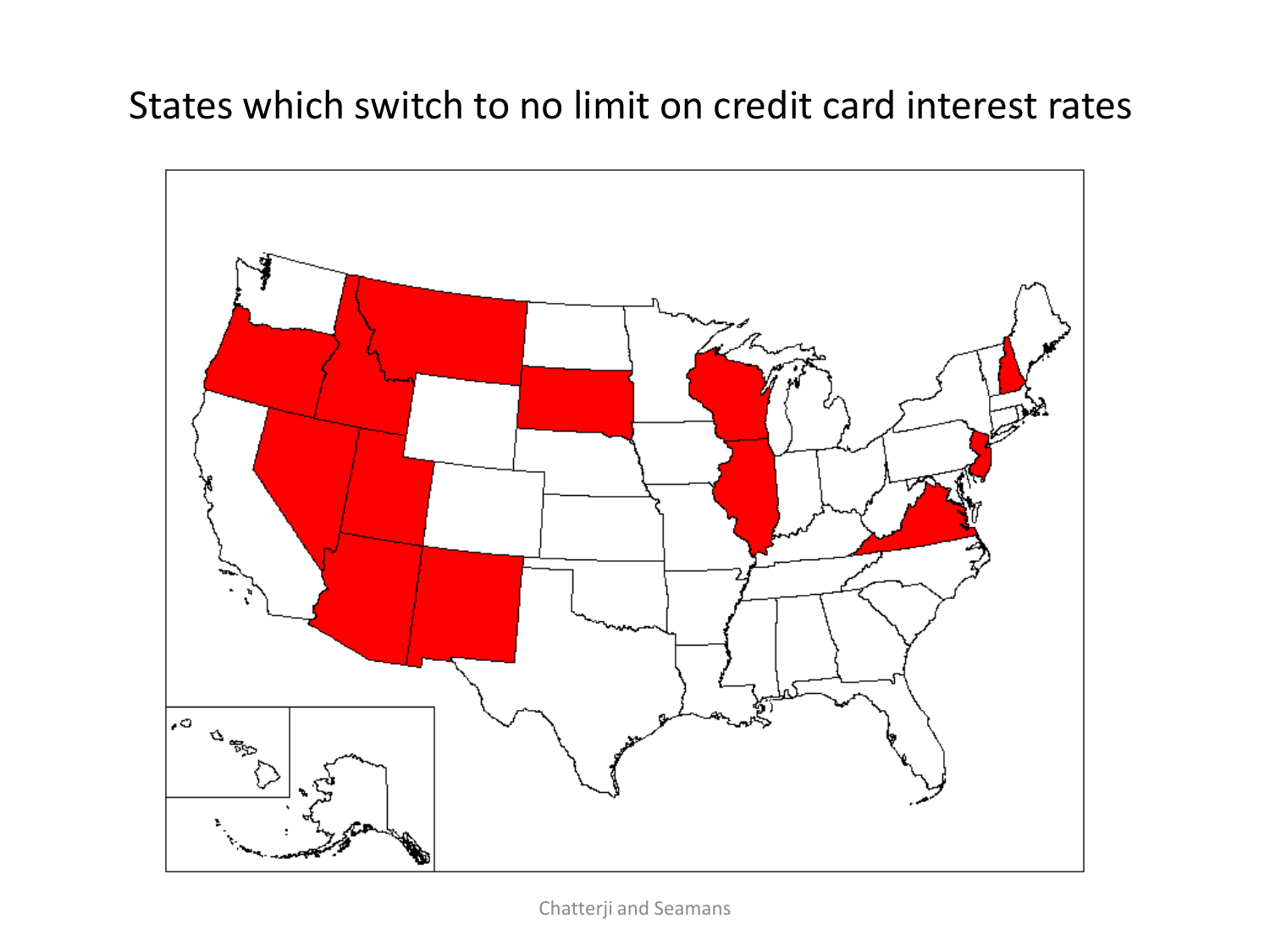# States which switch to no limit on credit card interest rates

Chatterji and Seamans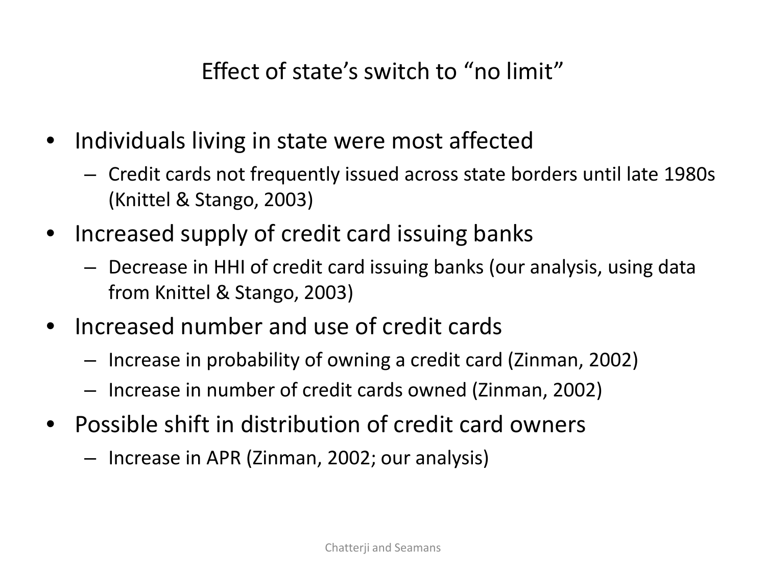# Effect of state's switch to "no limit"

- Individuals living in state were most affected
  - Credit cards not frequently issued across state borders until late 1980s (Knittel & Stango, 2003)
- Increased supply of credit card issuing banks
  - Decrease in HHI of credit card issuing banks (our analysis, using data from Knittel & Stango, 2003)
- Increased number and use of credit cards
  - Increase in probability of owning a credit card (Zinman, 2002)
  - Increase in number of credit cards owned (Zinman, 2002)
- Possible shift in distribution of credit card owners
  - Increase in APR (Zinman, 2002; our analysis)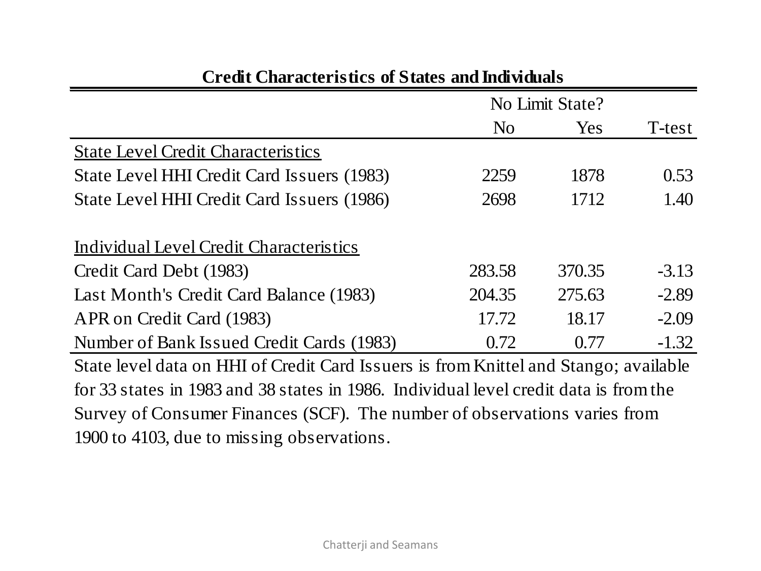**Credit Characteristics of States and Individuals**

| | No Limit State? | | |
|---|---|---|---|
| | No | Yes | T-test |
| State Level Credit Characteristics | | | |
| State Level HHI Credit Card Issuers (1983) | 2259 | 1878 | 0.53 |
| State Level HHI Credit Card Issuers (1986) | 2698 | 1712 | 1.40 |
| | | | |
| Individual Level Credit Characteristics | | | |
| Credit Card Debt (1983) | 283.58 | 370.35 | -3.13 |
| Last Month's Credit Card Balance (1983) | 204.35 | 275.63 | -2.89 |
| APR on Credit Card (1983) | 17.72 | 18.17 | -2.09 |
| Number of Bank Issued Credit Cards (1983) | 0.72 | 0.77 | -1.32 |

State level data on HHI of Credit Card Issuers is from Knittel and Stango; available for 33 states in 1983 and 38 states in 1986. Individual level credit data is from the Survey of Consumer Finances (SCF). The number of observations varies from 1900 to 4103, due to missing observations.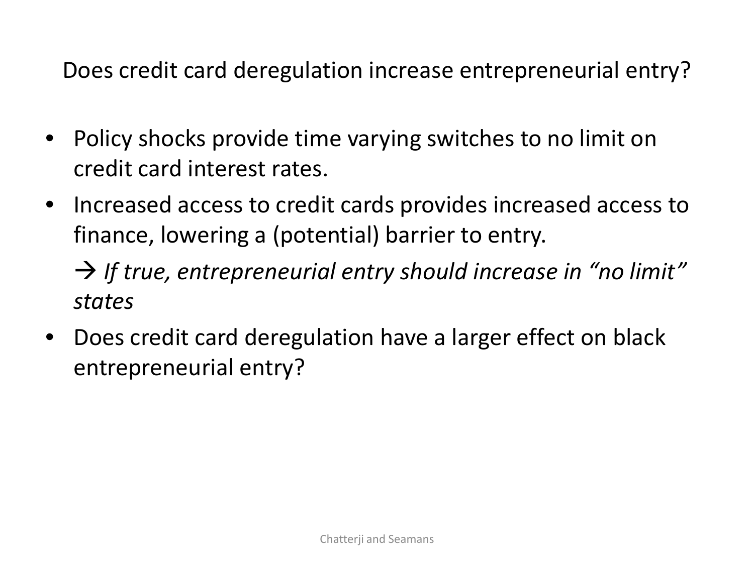## Does credit card deregulation increase entrepreneurial entry?

- Policy shocks provide time varying switches to no limit on credit card interest rates.
- Increased access to credit cards provides increased access to finance, lowering a (potential) barrier to entry.

  → *If true, entrepreneurial entry should increase in "no limit" states*
- Does credit card deregulation have a larger effect on black entrepreneurial entry?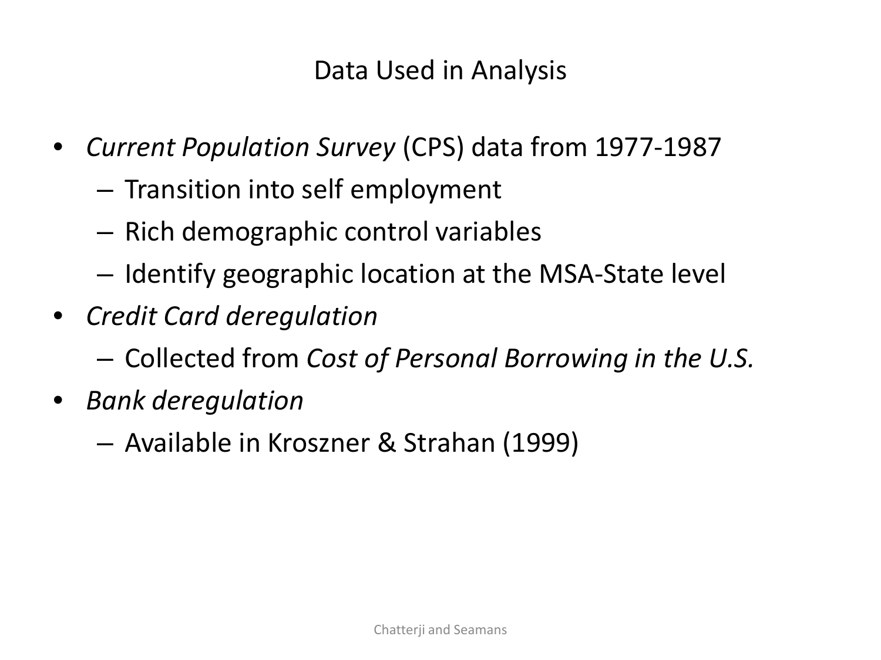# Data Used in Analysis

- *Current Population Survey* (CPS) data from 1977-1987
  - Transition into self employment
  - Rich demographic control variables
  - Identify geographic location at the MSA-State level
- *Credit Card deregulation*
  - Collected from *Cost of Personal Borrowing in the U.S.*
- *Bank deregulation*
  - Available in Kroszner & Strahan (1999)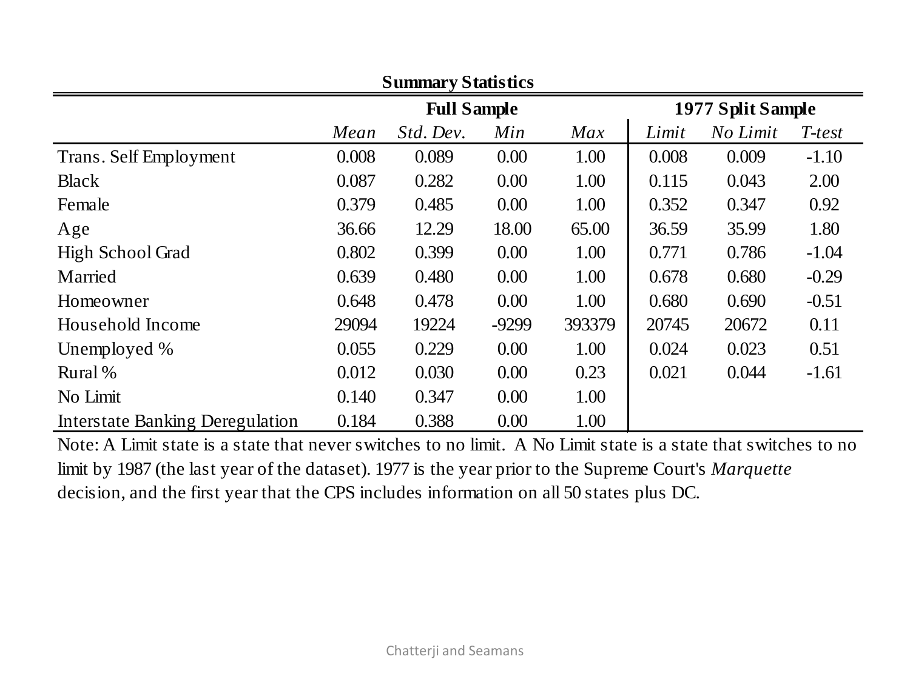**Summary Statistics**

| | Full Sample | | | | 1977 Split Sample | | |
|---|---|---|---|---|---|---|---|
| | *Mean* | *Std. Dev.* | *Min* | *Max* | *Limit* | *No Limit* | *T-test* |
| Trans. Self Employment | 0.008 | 0.089 | 0.00 | 1.00 | 0.008 | 0.009 | -1.10 |
| Black | 0.087 | 0.282 | 0.00 | 1.00 | 0.115 | 0.043 | 2.00 |
| Female | 0.379 | 0.485 | 0.00 | 1.00 | 0.352 | 0.347 | 0.92 |
| Age | 36.66 | 12.29 | 18.00 | 65.00 | 36.59 | 35.99 | 1.80 |
| High School Grad | 0.802 | 0.399 | 0.00 | 1.00 | 0.771 | 0.786 | -1.04 |
| Married | 0.639 | 0.480 | 0.00 | 1.00 | 0.678 | 0.680 | -0.29 |
| Homeowner | 0.648 | 0.478 | 0.00 | 1.00 | 0.680 | 0.690 | -0.51 |
| Household Income | 29094 | 19224 | -9299 | 393379 | 20745 | 20672 | 0.11 |
| Unemployed % | 0.055 | 0.229 | 0.00 | 1.00 | 0.024 | 0.023 | 0.51 |
| Rural % | 0.012 | 0.030 | 0.00 | 0.23 | 0.021 | 0.044 | -1.61 |
| No Limit | 0.140 | 0.347 | 0.00 | 1.00 | | | |
| Interstate Banking Deregulation | 0.184 | 0.388 | 0.00 | 1.00 | | | |

Note: A Limit state is a state that never switches to no limit. A No Limit state is a state that switches to no limit by 1987 (the last year of the dataset). 1977 is the year prior to the Supreme Court's *Marquette* decision, and the first year that the CPS includes information on all 50 states plus DC.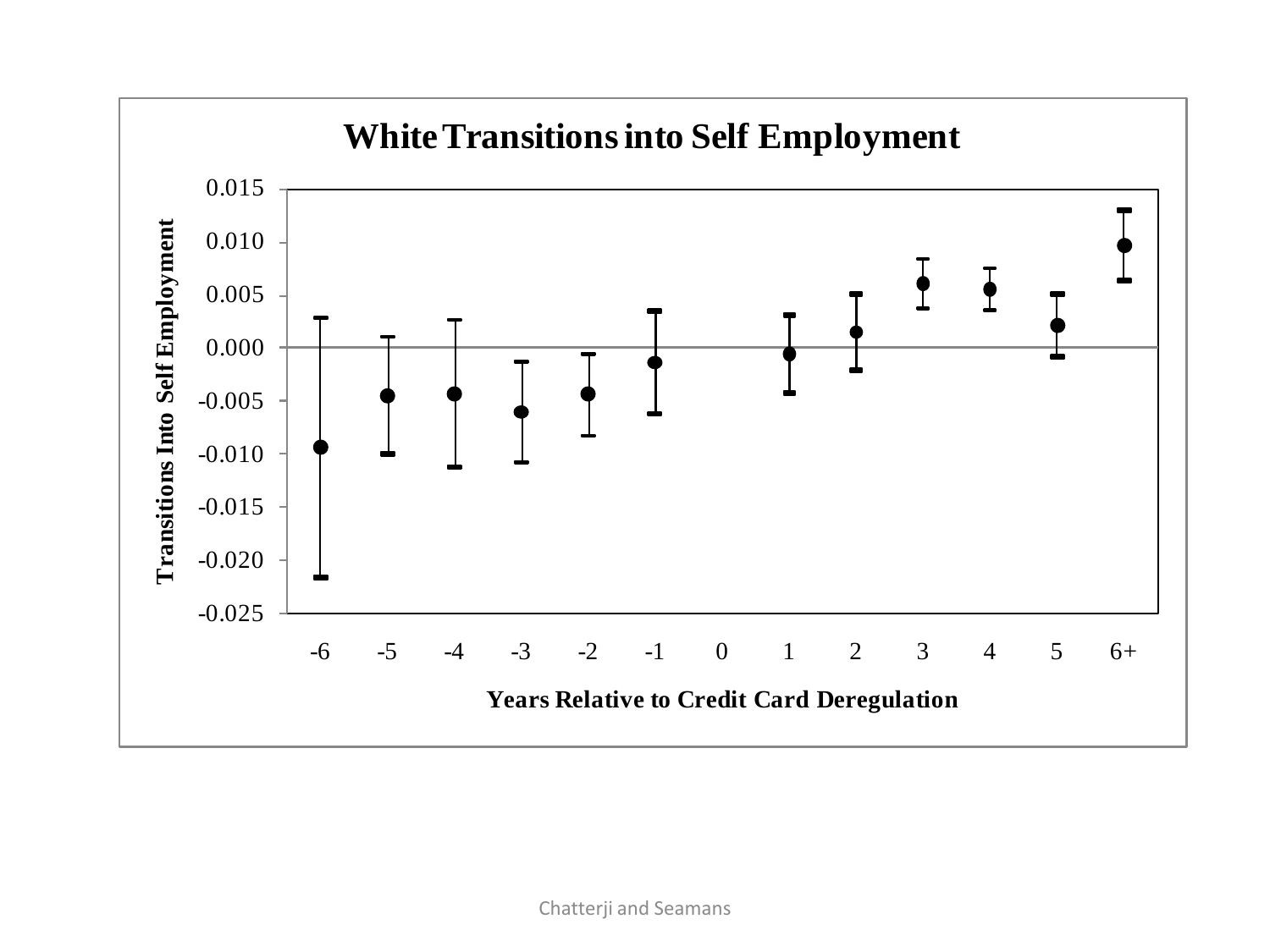## White Transitions into Self Employment

Transitions Into Self Employment

Years Relative to Credit Card Deregulation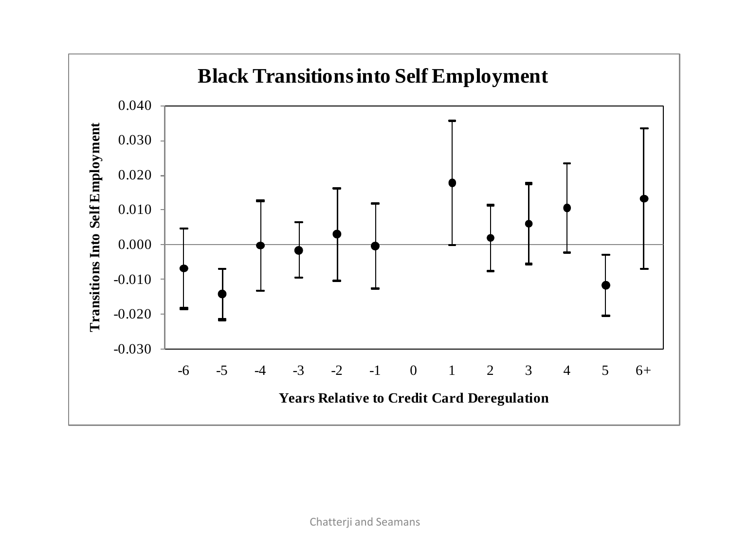# Black Transitions into Self Employment

Transitions Into Self Employment

0.040
0.030
0.020
0.010
0.000
-0.010
-0.020
-0.030

-6 -5 -4 -3 -2 -1 0 1 2 3 4 5 6+

**Years Relative to Credit Card Deregulation**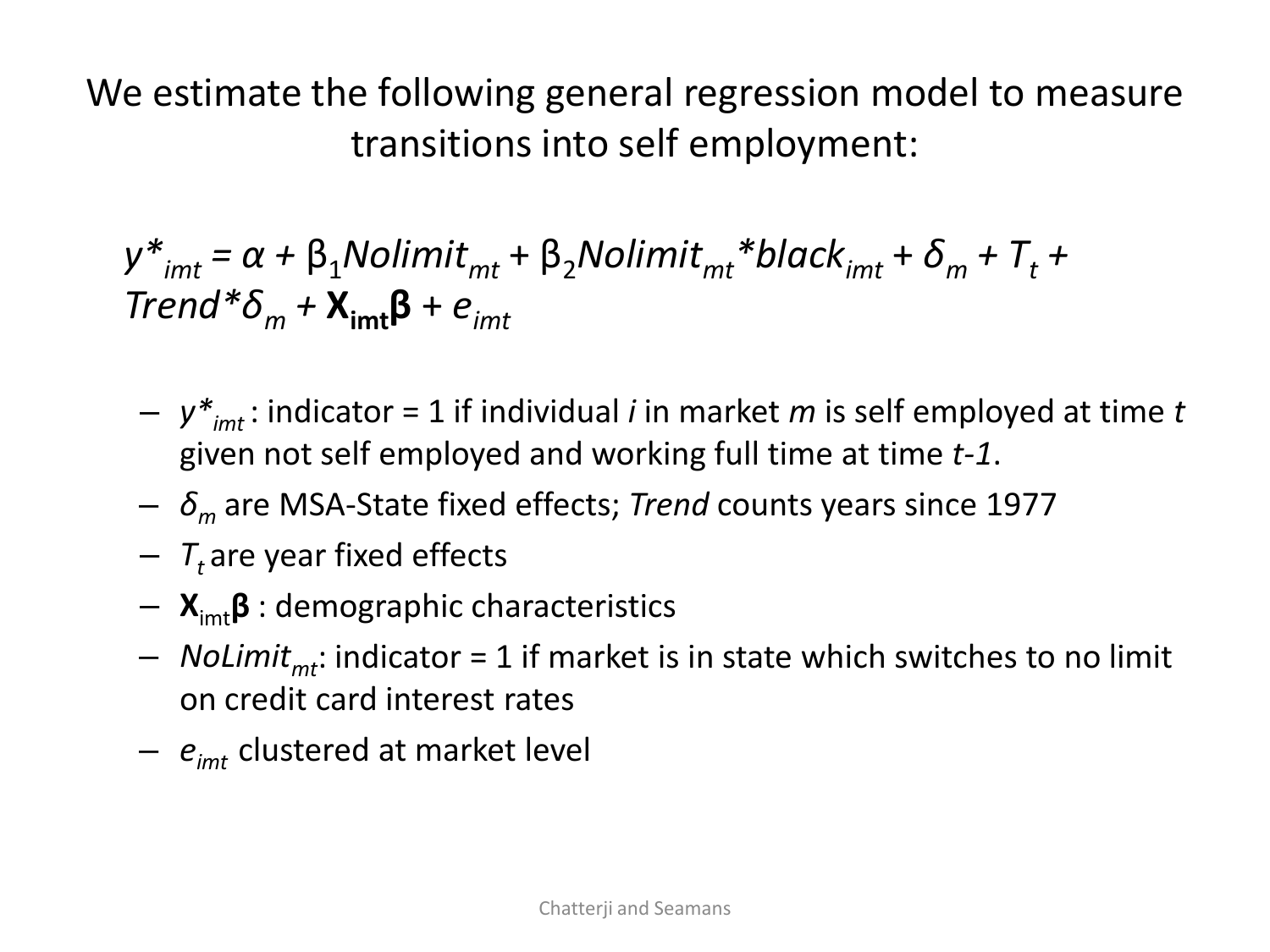We estimate the following general regression model to measure transitions into self employment:

$$y^*_{imt} = \alpha + \beta_1 Nolimit_{mt} + \beta_2 Nolimit_{mt} * black_{imt} + \delta_m + T_t + Trend * \delta_m + \mathbf{X}_{\mathbf{imt}}\boldsymbol{\beta} + e_{imt}$$

- $y^*_{imt}$ : indicator = 1 if individual *i* in market *m* is self employed at time *t* given not self employed and working full time at time *t-1*.
- $\delta_m$ are MSA-State fixed effects; *Trend* counts years since 1977
- $T_t$ are year fixed effects
- $\mathbf{X}_{\text{imt}}\boldsymbol{\beta}$ : demographic characteristics
- $NoLimit_{mt}$: indicator = 1 if market is in state which switches to no limit on credit card interest rates
- $e_{imt}$ clustered at market level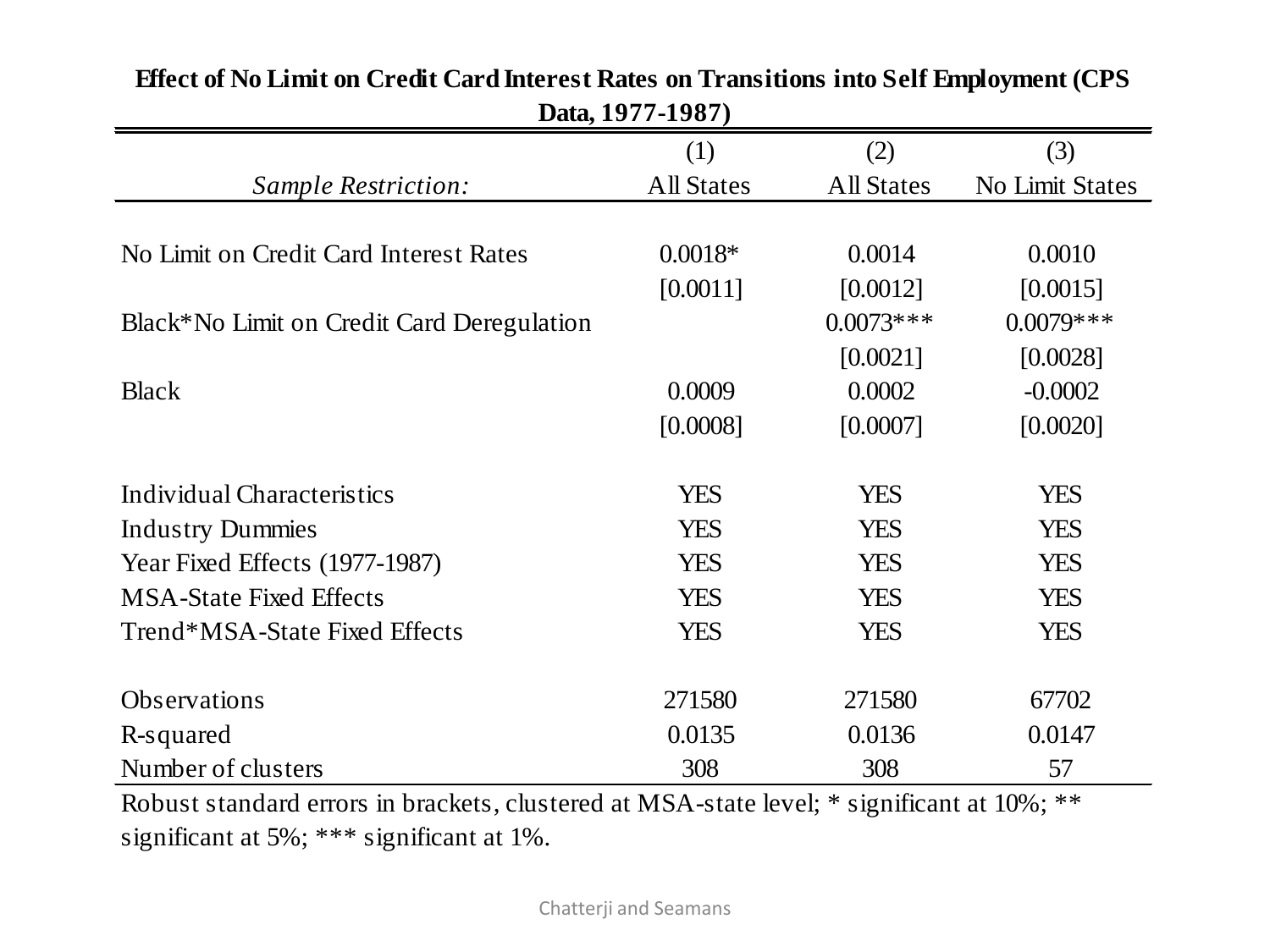**Effect of No Limit on Credit Card Interest Rates on Transitions into Self Employment (CPS Data, 1977-1987)**

| | (1) | (2) | (3) |
|---|---|---|---|
| *Sample Restriction:* | All States | All States | No Limit States |
| No Limit on Credit Card Interest Rates | 0.0018* | 0.0014 | 0.0010 |
| | [0.0011] | [0.0012] | [0.0015] |
| Black*No Limit on Credit Card Deregulation | | 0.0073*** | 0.0079*** |
| | | [0.0021] | [0.0028] |
| Black | 0.0009 | 0.0002 | -0.0002 |
| | [0.0008] | [0.0007] | [0.0020] |
| Individual Characteristics | YES | YES | YES |
| Industry Dummies | YES | YES | YES |
| Year Fixed Effects (1977-1987) | YES | YES | YES |
| MSA-State Fixed Effects | YES | YES | YES |
| Trend*MSA-State Fixed Effects | YES | YES | YES |
| Observations | 271580 | 271580 | 67702 |
| R-squared | 0.0135 | 0.0136 | 0.0147 |
| Number of clusters | 308 | 308 | 57 |

Robust standard errors in brackets, clustered at MSA-state level; * significant at 10%; ** significant at 5%; *** significant at 1%.

Chatterji and Seamans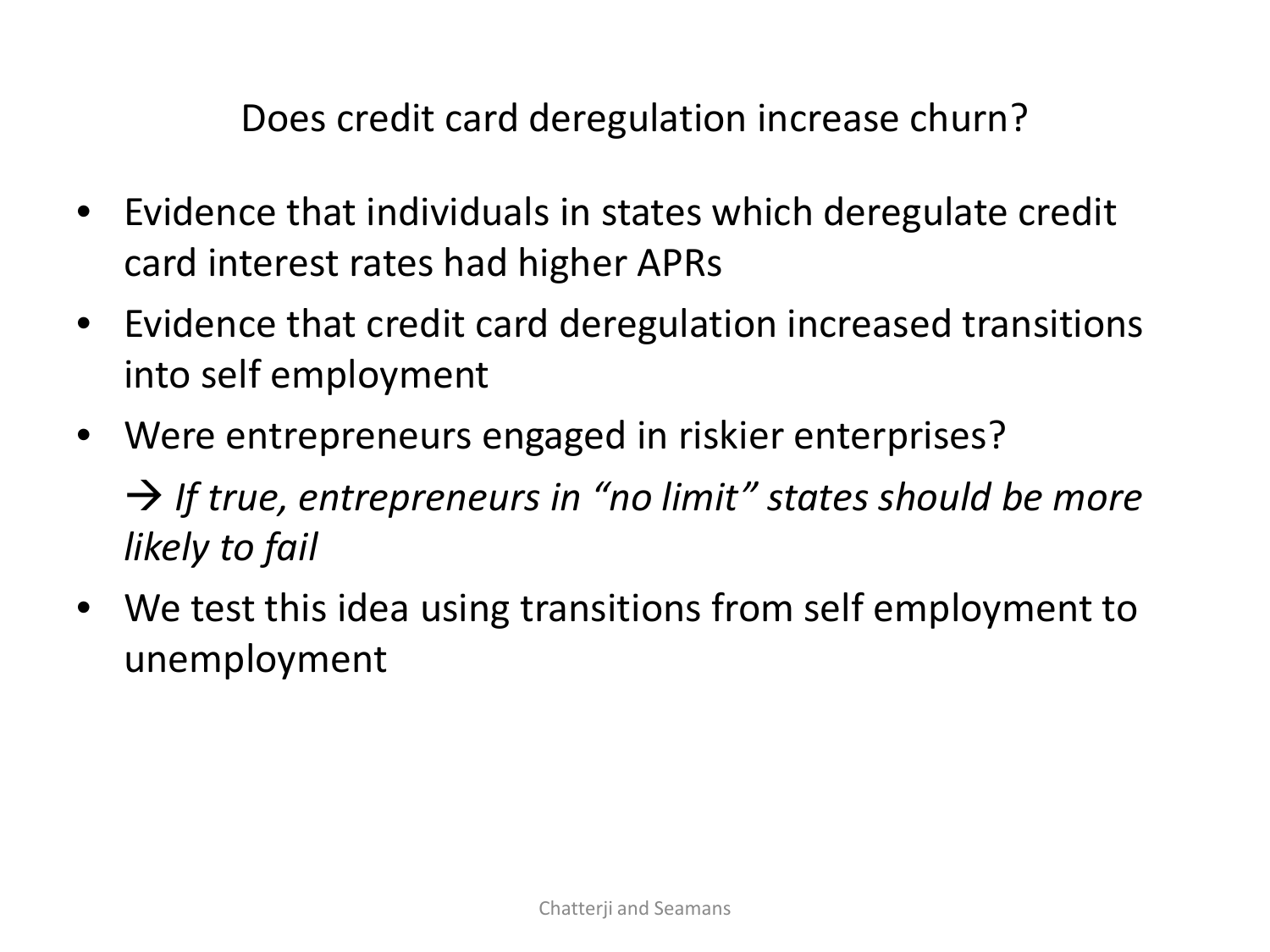## Does credit card deregulation increase churn?

- Evidence that individuals in states which deregulate credit card interest rates had higher APRs
- Evidence that credit card deregulation increased transitions into self employment
- Were entrepreneurs engaged in riskier enterprises?

  → *If true, entrepreneurs in "no limit" states should be more likely to fail*
- We test this idea using transitions from self employment to unemployment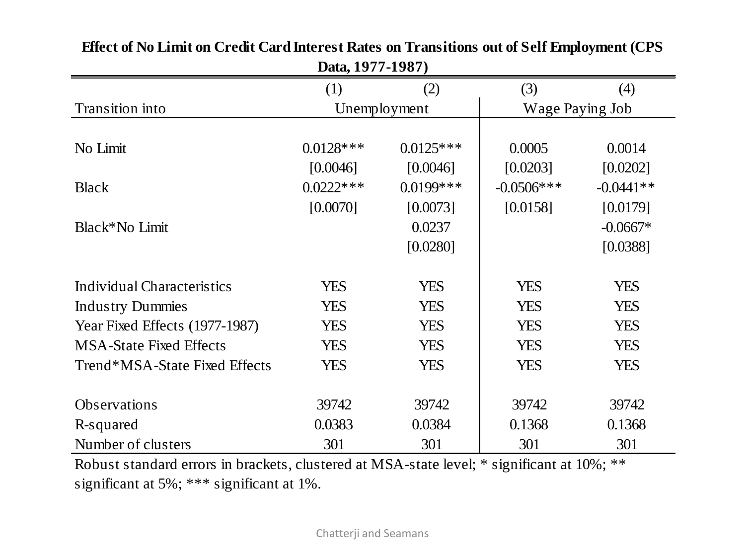**Effect of No Limit on Credit Card Interest Rates on Transitions out of Self Employment (CPS Data, 1977-1987)**

| | (1) | (2) | (3) | (4) |
|---|---|---|---|---|
| Transition into | Unemployment | | Wage Paying Job | |
| No Limit | 0.0128*** | 0.0125*** | 0.0005 | 0.0014 |
| | [0.0046] | [0.0046] | [0.0203] | [0.0202] |
| Black | 0.0222*** | 0.0199*** | -0.0506*** | -0.0441** |
| | [0.0070] | [0.0073] | [0.0158] | [0.0179] |
| Black*No Limit | | 0.0237 | | -0.0667* |
| | | [0.0280] | | [0.0388] |
| Individual Characteristics | YES | YES | YES | YES |
| Industry Dummies | YES | YES | YES | YES |
| Year Fixed Effects (1977-1987) | YES | YES | YES | YES |
| MSA-State Fixed Effects | YES | YES | YES | YES |
| Trend*MSA-State Fixed Effects | YES | YES | YES | YES |
| Observations | 39742 | 39742 | 39742 | 39742 |
| R-squared | 0.0383 | 0.0384 | 0.1368 | 0.1368 |
| Number of clusters | 301 | 301 | 301 | 301 |

Robust standard errors in brackets, clustered at MSA-state level; * significant at 10%; ** significant at 5%; *** significant at 1%.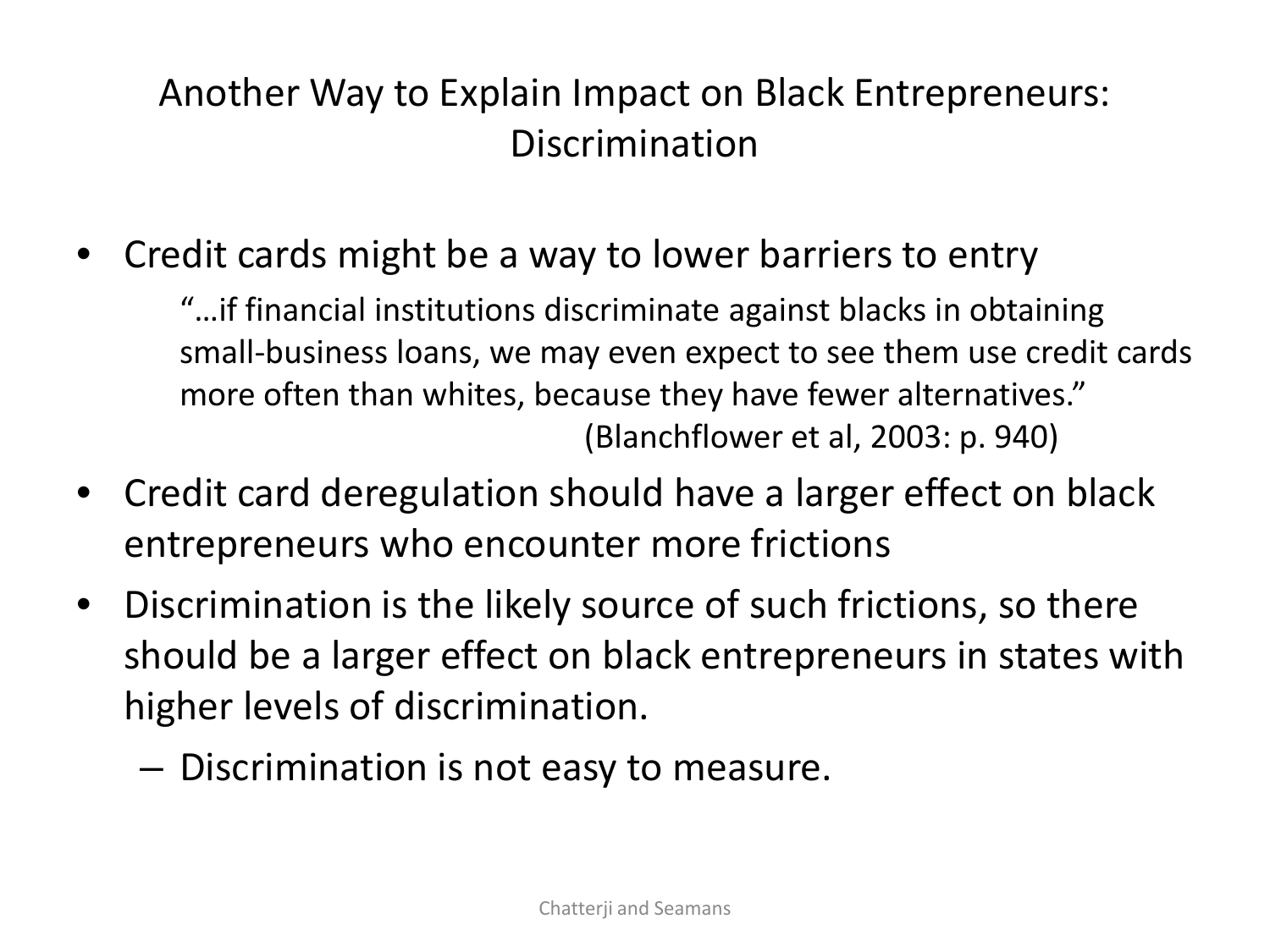# Another Way to Explain Impact on Black Entrepreneurs: Discrimination

- Credit cards might be a way to lower barriers to entry

  > "…if financial institutions discriminate against blacks in obtaining small-business loans, we may even expect to see them use credit cards more often than whites, because they have fewer alternatives."
  >
  > (Blanchflower et al, 2003: p. 940)

- Credit card deregulation should have a larger effect on black entrepreneurs who encounter more frictions
- Discrimination is the likely source of such frictions, so there should be a larger effect on black entrepreneurs in states with higher levels of discrimination.
  - Discrimination is not easy to measure.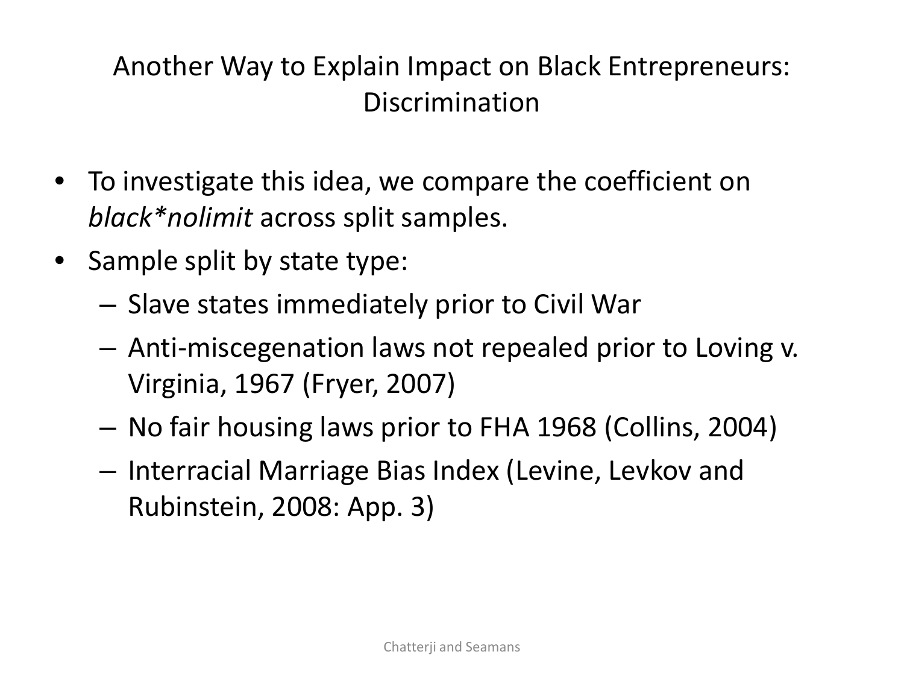# Another Way to Explain Impact on Black Entrepreneurs: Discrimination

- To investigate this idea, we compare the coefficient on *black*nolimit* across split samples.
- Sample split by state type:
  - Slave states immediately prior to Civil War
  - Anti-miscegenation laws not repealed prior to Loving v. Virginia, 1967 (Fryer, 2007)
  - No fair housing laws prior to FHA 1968 (Collins, 2004)
  - Interracial Marriage Bias Index (Levine, Levkov and Rubinstein, 2008: App. 3)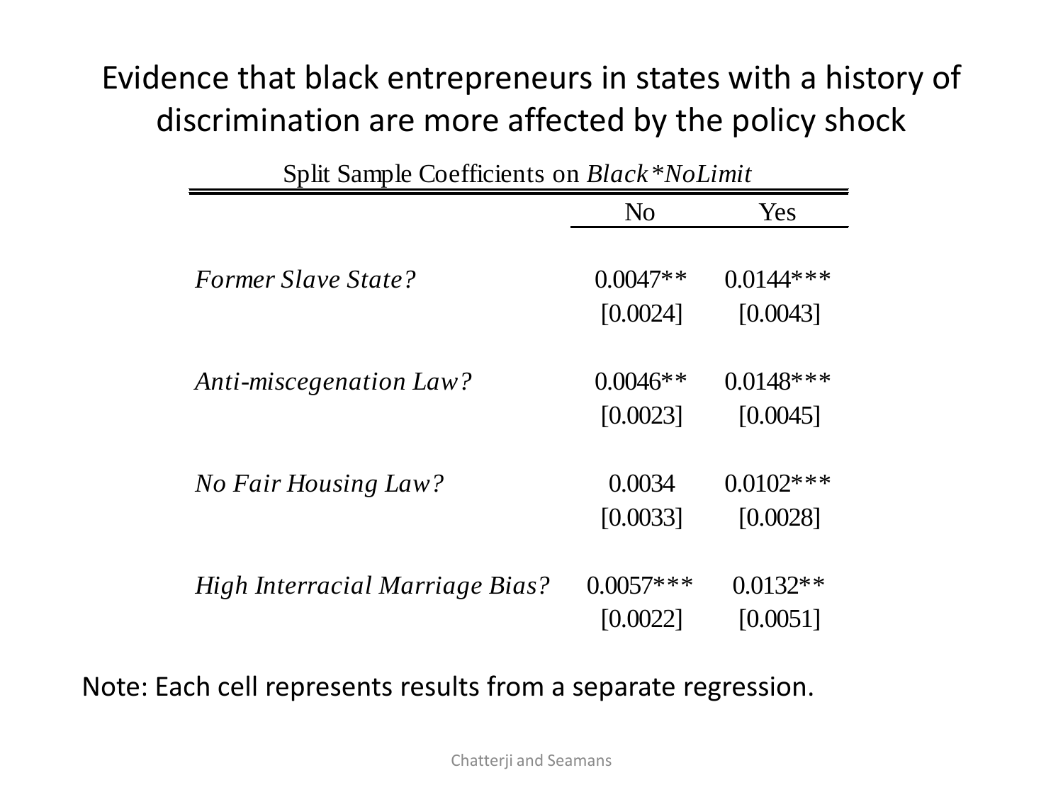# Evidence that black entrepreneurs in states with a history of discrimination are more affected by the policy shock

Split Sample Coefficients on *Black\*NoLimit*

| | No | Yes |
|---|---|---|
| *Former Slave State?* | 0.0047** | 0.0144*** |
| | [0.0024] | [0.0043] |
| *Anti-miscegenation Law?* | 0.0046** | 0.0148*** |
| | [0.0023] | [0.0045] |
| *No Fair Housing Law?* | 0.0034 | 0.0102*** |
| | [0.0033] | [0.0028] |
| *High Interracial Marriage Bias?* | 0.0057*** | 0.0132** |
| | [0.0022] | [0.0051] |

Note: Each cell represents results from a separate regression.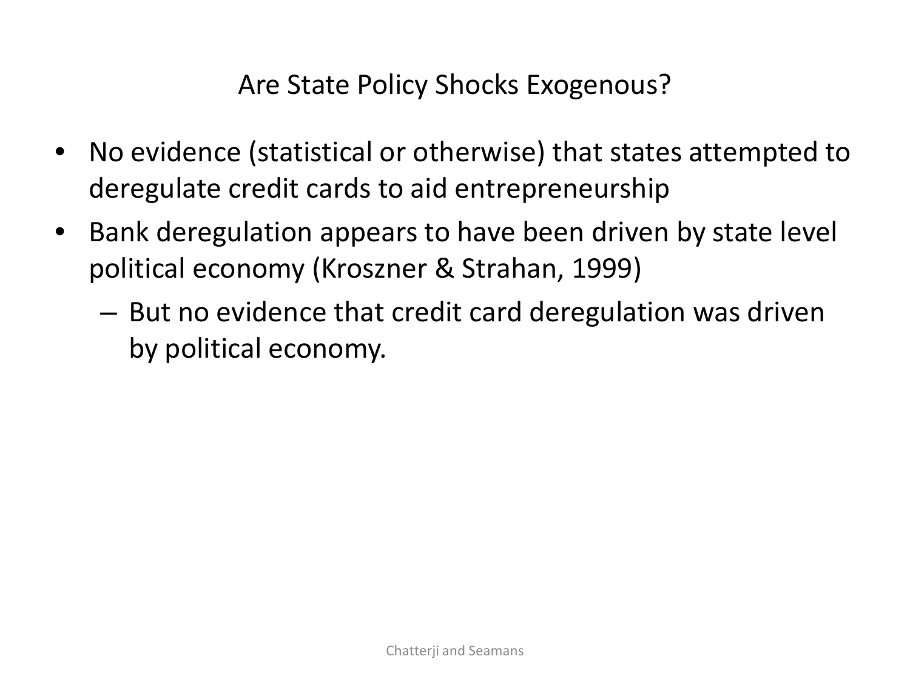# Are State Policy Shocks Exogenous?

- No evidence (statistical or otherwise) that states attempted to deregulate credit cards to aid entrepreneurship
- Bank deregulation appears to have been driven by state level political economy (Kroszner & Strahan, 1999)
  - But no evidence that credit card deregulation was driven by political economy.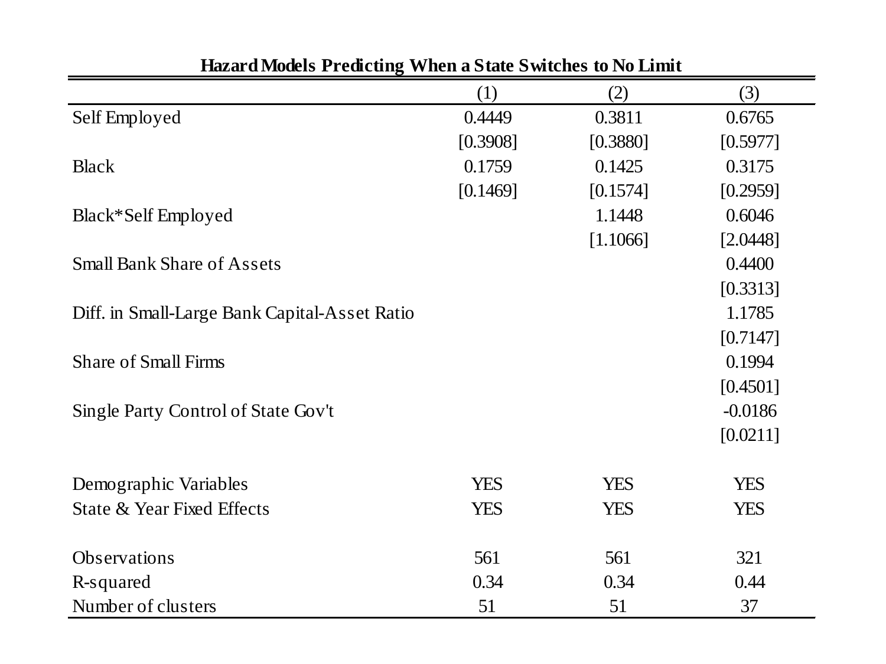**Hazard Models Predicting When a State Switches to No Limit**

| | (1) | (2) | (3) |
|---|---|---|---|
| Self Employed | 0.4449 | 0.3811 | 0.6765 |
| | [0.3908] | [0.3880] | [0.5977] |
| Black | 0.1759 | 0.1425 | 0.3175 |
| | [0.1469] | [0.1574] | [0.2959] |
| Black*Self Employed | | 1.1448 | 0.6046 |
| | | [1.1066] | [2.0448] |
| Small Bank Share of Assets | | | 0.4400 |
| | | | [0.3313] |
| Diff. in Small-Large Bank Capital-Asset Ratio | | | 1.1785 |
| | | | [0.7147] |
| Share of Small Firms | | | 0.1994 |
| | | | [0.4501] |
| Single Party Control of State Gov't | | | -0.0186 |
| | | | [0.0211] |
| Demographic Variables | YES | YES | YES |
| State & Year Fixed Effects | YES | YES | YES |
| Observations | 561 | 561 | 321 |
| R-squared | 0.34 | 0.34 | 0.44 |
| Number of clusters | 51 | 51 | 37 |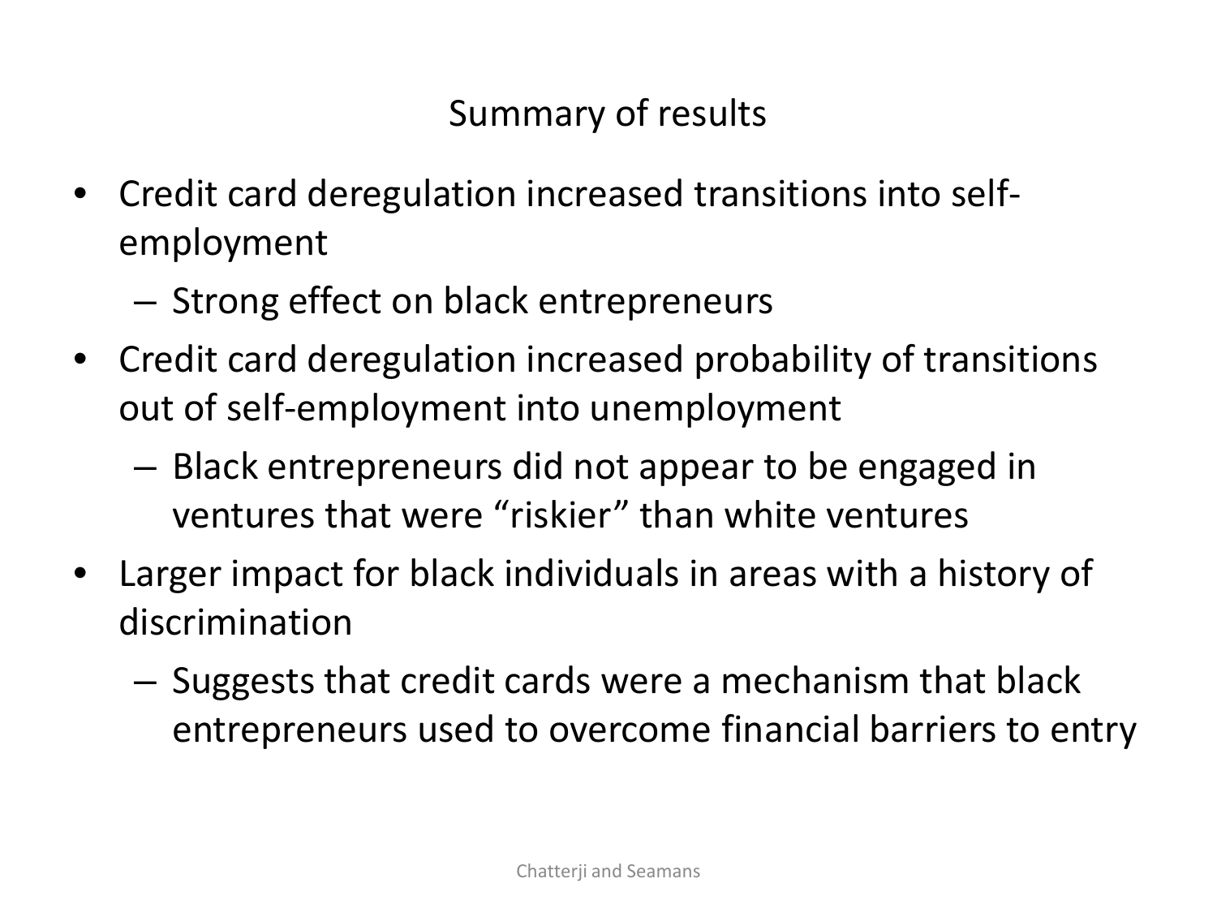# Summary of results

- Credit card deregulation increased transitions into self-employment
  - Strong effect on black entrepreneurs
- Credit card deregulation increased probability of transitions out of self-employment into unemployment
  - Black entrepreneurs did not appear to be engaged in ventures that were “riskier” than white ventures
- Larger impact for black individuals in areas with a history of discrimination
  - Suggests that credit cards were a mechanism that black entrepreneurs used to overcome financial barriers to entry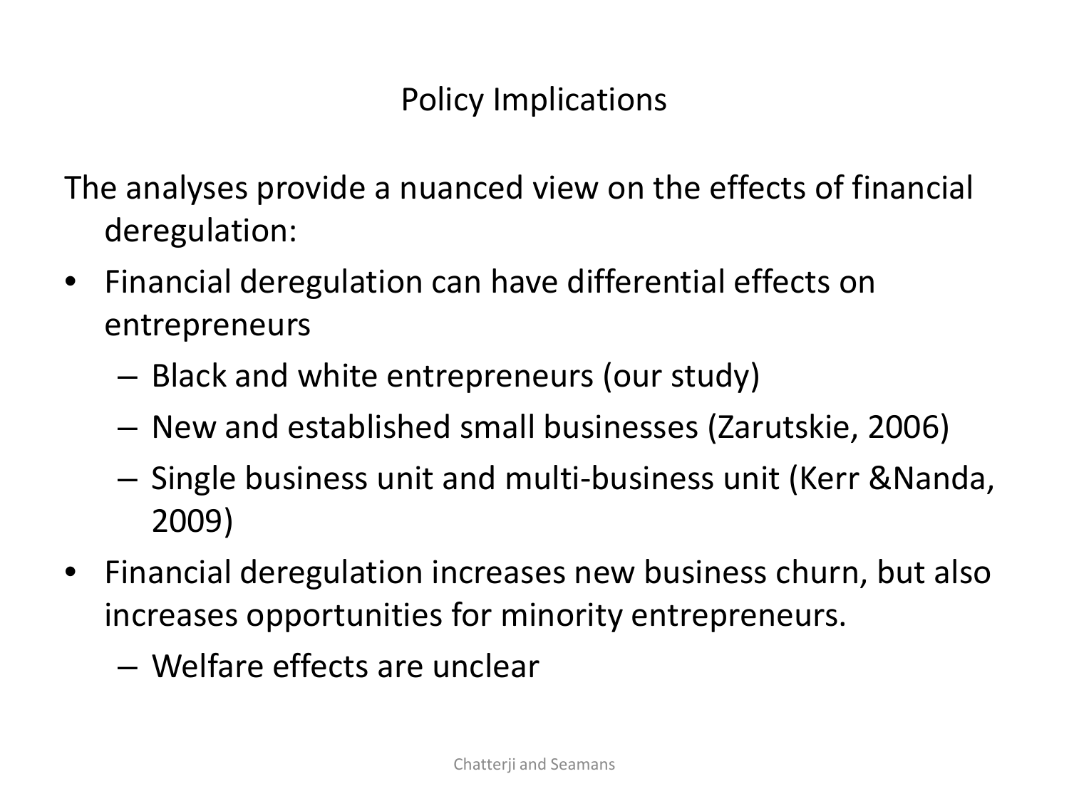# Policy Implications

The analyses provide a nuanced view on the effects of financial deregulation:

- Financial deregulation can have differential effects on entrepreneurs
  - Black and white entrepreneurs (our study)
  - New and established small businesses (Zarutskie, 2006)
  - Single business unit and multi-business unit (Kerr &Nanda, 2009)
- Financial deregulation increases new business churn, but also increases opportunities for minority entrepreneurs.
  - Welfare effects are unclear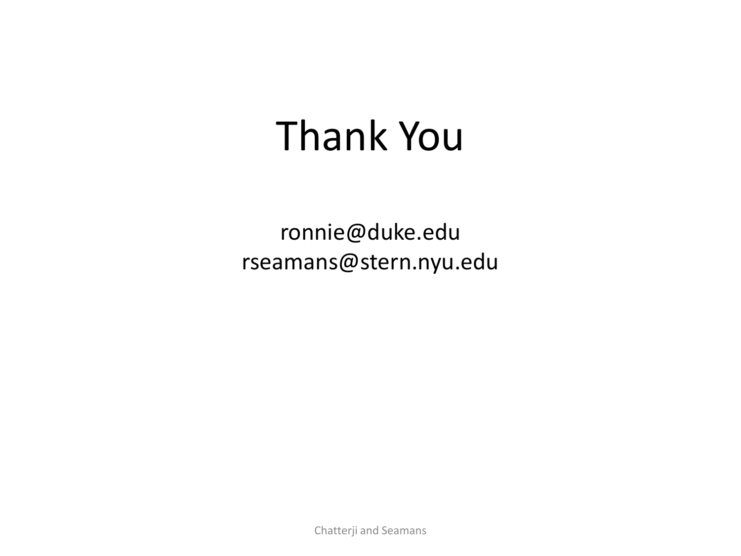# Thank You

ronnie@duke.edu
rseamans@stern.nyu.edu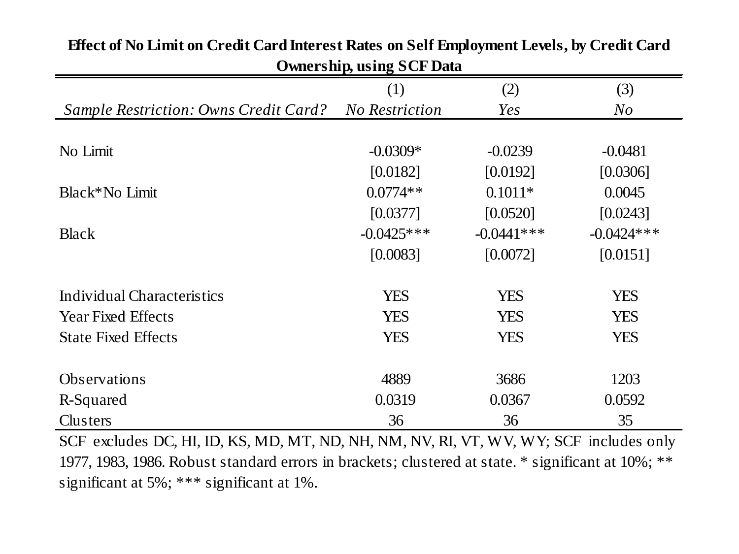**Effect of No Limit on Credit Card Interest Rates on Self Employment Levels, by Credit Card Ownership, using SCF Data**

| | (1) | (2) | (3) |
|---|---|---|---|
| *Sample Restriction: Owns Credit Card?* | *No Restriction* | *Yes* | *No* |
| No Limit | -0.0309* | -0.0239 | -0.0481 |
| | [0.0182] | [0.0192] | [0.0306] |
| Black*No Limit | 0.0774** | 0.1011* | 0.0045 |
| | [0.0377] | [0.0520] | [0.0243] |
| Black | -0.0425*** | -0.0441*** | -0.0424*** |
| | [0.0083] | [0.0072] | [0.0151] |
| Individual Characteristics | YES | YES | YES |
| Year Fixed Effects | YES | YES | YES |
| State Fixed Effects | YES | YES | YES |
| Observations | 4889 | 3686 | 1203 |
| R-Squared | 0.0319 | 0.0367 | 0.0592 |
| Clusters | 36 | 36 | 35 |

SCF excludes DC, HI, ID, KS, MD, MT, ND, NH, NM, NV, RI, VT, WV, WY; SCF includes only 1977, 1983, 1986. Robust standard errors in brackets; clustered at state. * significant at 10%; ** significant at 5%; *** significant at 1%.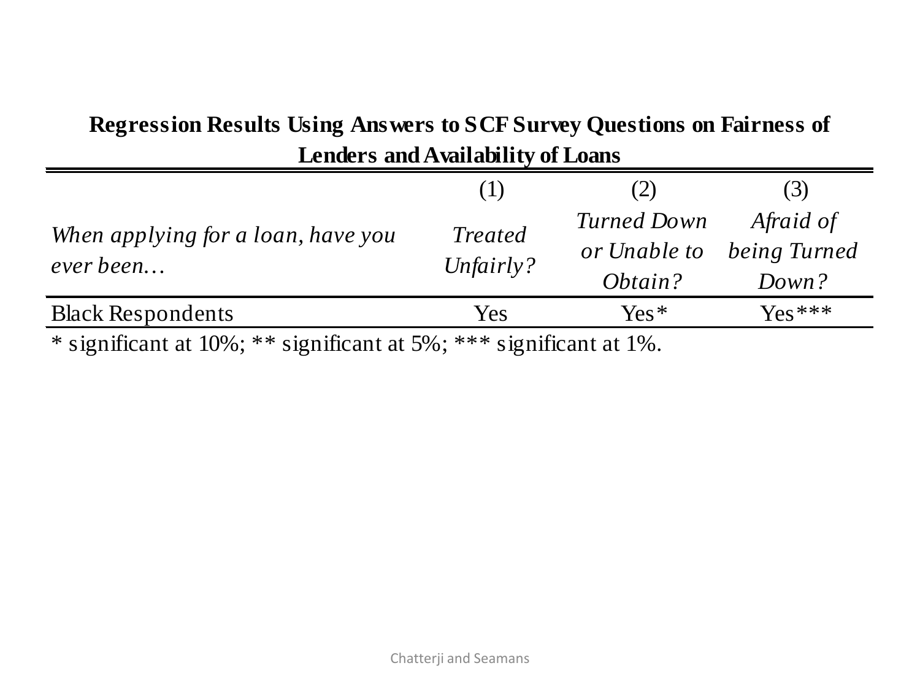**Regression Results Using Answers to SCF Survey Questions on Fairness of Lenders and Availability of Loans**

| | (1) | (2) | (3) |
|---|---|---|---|
| *When applying for a loan, have you ever been…* | *Treated Unfairly?* | *Turned Down or Unable to Obtain?* | *Afraid of being Turned Down?* |
| Black Respondents | Yes | Yes* | Yes*** |

* significant at 10%; ** significant at 5%; *** significant at 1%.